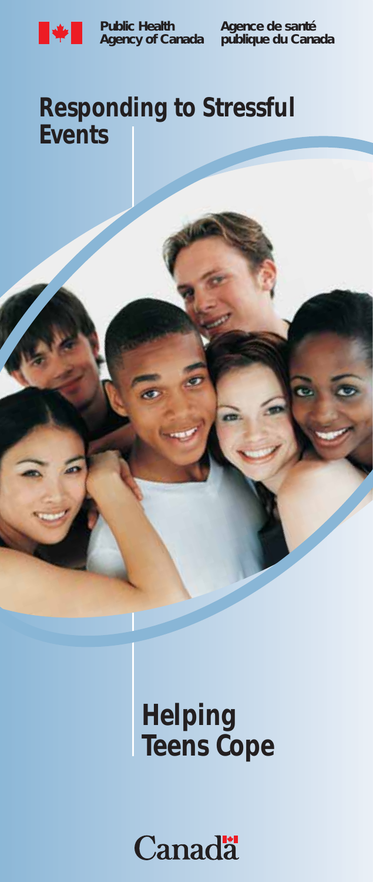Public Health Agency of Canada — Agence de santé publique du Canada

# Responding to Stressful Events

# Helping Teens Cope

Canada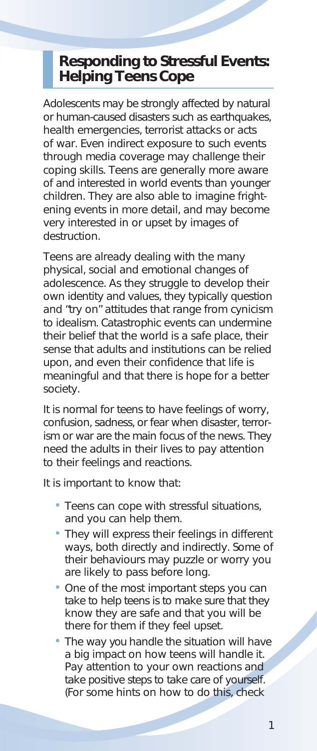## Responding to Stressful Events: Helping Teens Cope

Adolescents may be strongly affected by natural or human-caused disasters such as earthquakes, health emergencies, terrorist attacks or acts of war. Even indirect exposure to such events through media coverage may challenge their coping skills. Teens are generally more aware of and interested in world events than younger children. They are also able to imagine frightening events in more detail, and may become very interested in or upset by images of destruction.

Teens are already dealing with the many physical, social and emotional changes of adolescence. As they struggle to develop their own identity and values, they typically question and "try on" attitudes that range from cynicism to idealism. Catastrophic events can undermine their belief that the world is a safe place, their sense that adults and institutions can be relied upon, and even their confidence that life is meaningful and that there is hope for a better society.

It is normal for teens to have feelings of worry, confusion, sadness, or fear when disaster, terrorism or war are the main focus of the news. They need the adults in their lives to pay attention to their feelings and reactions.

It is important to know that:

- Teens can cope with stressful situations, and you can help them.
- They will express their feelings in different ways, both directly and indirectly. Some of their behaviours may puzzle or worry you are likely to pass before long.
- One of the most important steps you can take to help teens is to make sure that they know they are safe and that you will be there for them if they feel upset.
- The way you handle the situation will have a big impact on how teens will handle it. Pay attention to your own reactions and take positive steps to take care of yourself. (For some hints on how to do this, check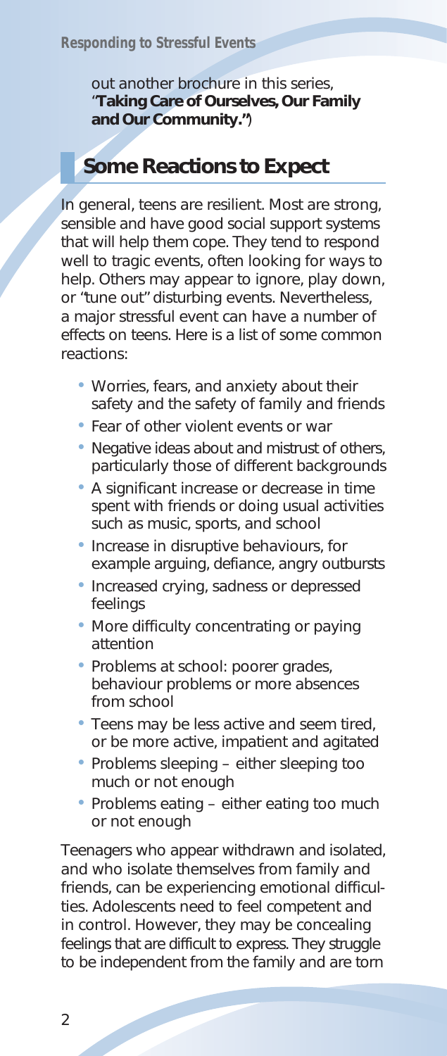out another brochure in this series, "**Taking Care of Ourselves, Our Family and Our Community.**")

## Some Reactions to Expect

In general, teens are resilient. Most are strong, sensible and have good social support systems that will help them cope. They tend to respond well to tragic events, often looking for ways to help. Others may appear to ignore, play down, or "tune out" disturbing events. Nevertheless, a major stressful event can have a number of effects on teens. Here is a list of some common reactions:

- Worries, fears, and anxiety about their safety and the safety of family and friends
- Fear of other violent events or war
- Negative ideas about and mistrust of others, particularly those of different backgrounds
- A significant increase or decrease in time spent with friends or doing usual activities such as music, sports, and school
- Increase in disruptive behaviours, for example arguing, defiance, angry outbursts
- Increased crying, sadness or depressed feelings
- More difficulty concentrating or paying attention
- Problems at school: poorer grades, behaviour problems or more absences from school
- Teens may be less active and seem tired, or be more active, impatient and agitated
- Problems sleeping – either sleeping too much or not enough
- Problems eating – either eating too much or not enough

Teenagers who appear withdrawn and isolated, and who isolate themselves from family and friends, can be experiencing emotional difficulties. Adolescents need to feel competent and in control. However, they may be concealing feelings that are difficult to express. They struggle to be independent from the family and are torn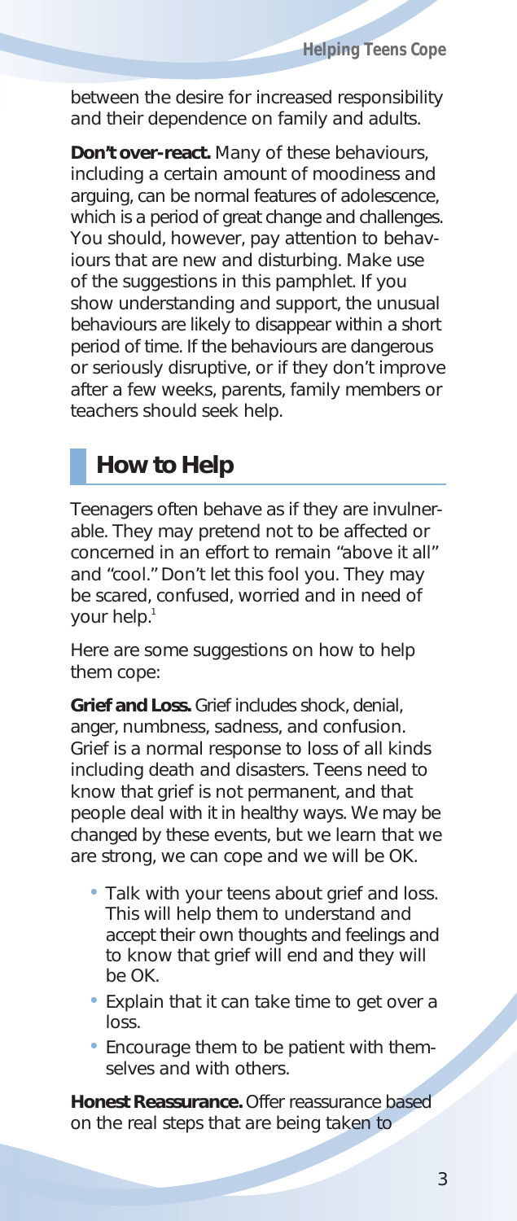between the desire for increased responsibility and their dependence on family and adults.

**Don't over-react.** Many of these behaviours, including a certain amount of moodiness and arguing, can be normal features of adolescence, which is a period of great change and challenges. You should, however, pay attention to behaviours that are new and disturbing. Make use of the suggestions in this pamphlet. If you show understanding and support, the unusual behaviours are likely to disappear within a short period of time. If the behaviours are dangerous or seriously disruptive, or if they don't improve after a few weeks, parents, family members or teachers should seek help.

## How to Help

Teenagers often behave as if they are invulnerable. They may pretend not to be affected or concerned in an effort to remain "above it all" and "cool." Don't let this fool you. They may be scared, confused, worried and in need of your help.[1]

Here are some suggestions on how to help them cope:

**Grief and Loss.** Grief includes shock, denial, anger, numbness, sadness, and confusion. Grief is a normal response to loss of all kinds including death and disasters. Teens need to know that grief is not permanent, and that people deal with it in healthy ways. We may be changed by these events, but we learn that we are strong, we can cope and we will be OK.

- Talk with your teens about grief and loss. This will help them to understand and accept their own thoughts and feelings and to know that grief will end and they will be OK.
- Explain that it can take time to get over a loss.
- Encourage them to be patient with themselves and with others.

**Honest Reassurance.** Offer reassurance based on the real steps that are being taken to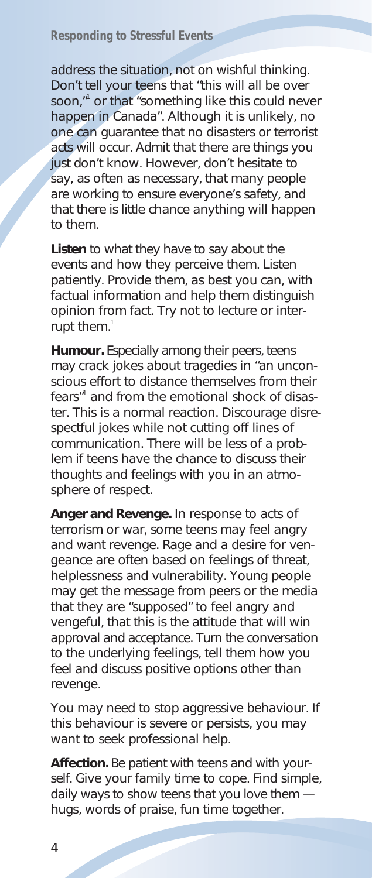address the situation, not on wishful thinking. Don't tell your teens that "this will all be over soon,"[1] or that "something like this could never happen in Canada". Although it is unlikely, no one can guarantee that no disasters or terrorist acts will occur. Admit that there are things you just don't know. However, don't hesitate to say, as often as necessary, that many people are working to ensure everyone's safety, and that there is little chance anything will happen to them.

**Listen** to what they have to say about the events and how they perceive them. Listen patiently. Provide them, as best you can, with factual information and help them distinguish opinion from fact. Try not to lecture or interrupt them.[1]

**Humour.** Especially among their peers, teens may crack jokes about tragedies in "an unconscious effort to distance themselves from their fears"[1] and from the emotional shock of disaster. This is a normal reaction. Discourage disrespectful jokes while not cutting off lines of communication. There will be less of a problem if teens have the chance to discuss their thoughts and feelings with you in an atmosphere of respect.

**Anger and Revenge.** In response to acts of terrorism or war, some teens may feel angry and want revenge. Rage and a desire for vengeance are often based on feelings of threat, helplessness and vulnerability. Young people may get the message from peers or the media that they are "supposed" to feel angry and vengeful, that this is the attitude that will win approval and acceptance. Turn the conversation to the underlying feelings, tell them how you feel and discuss positive options other than revenge.

You may need to stop aggressive behaviour. If this behaviour is severe or persists, you may want to seek professional help.

**Affection.** Be patient with teens and with yourself. Give your family time to cope. Find simple, daily ways to show teens that you love them — hugs, words of praise, fun time together.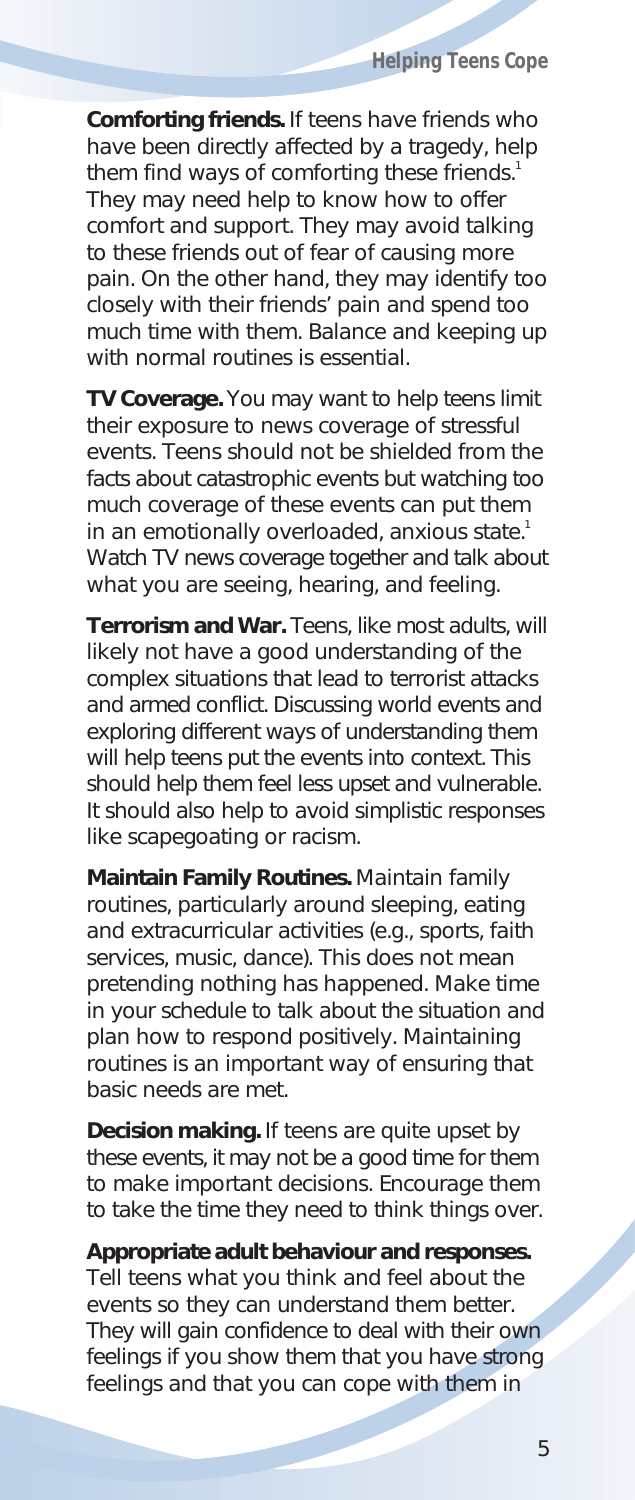**Comforting friends.** If teens have friends who have been directly affected by a tragedy, help them find ways of comforting these friends.[1] They may need help to know how to offer comfort and support. They may avoid talking to these friends out of fear of causing more pain. On the other hand, they may identify too closely with their friends' pain and spend too much time with them. Balance and keeping up with normal routines is essential.

**TV Coverage.** You may want to help teens limit their exposure to news coverage of stressful events. Teens should not be shielded from the facts about catastrophic events but watching too much coverage of these events can put them in an emotionally overloaded, anxious state.[1] Watch TV news coverage together and talk about what you are seeing, hearing, and feeling.

**Terrorism and War.** Teens, like most adults, will likely not have a good understanding of the complex situations that lead to terrorist attacks and armed conflict. Discussing world events and exploring different ways of understanding them will help teens put the events into context. This should help them feel less upset and vulnerable. It should also help to avoid simplistic responses like scapegoating or racism.

**Maintain Family Routines.** Maintain family routines, particularly around sleeping, eating and extracurricular activities (e.g., sports, faith services, music, dance). This does not mean pretending nothing has happened. Make time in your schedule to talk about the situation and plan how to respond positively. Maintaining routines is an important way of ensuring that basic needs are met.

**Decision making.** If teens are quite upset by these events, it may not be a good time for them to make important decisions. Encourage them to take the time they need to think things over.

**Appropriate adult behaviour and responses.** Tell teens what you think and feel about the events so they can understand them better. They will gain confidence to deal with their own feelings if you show them that you have strong feelings and that you can cope with them in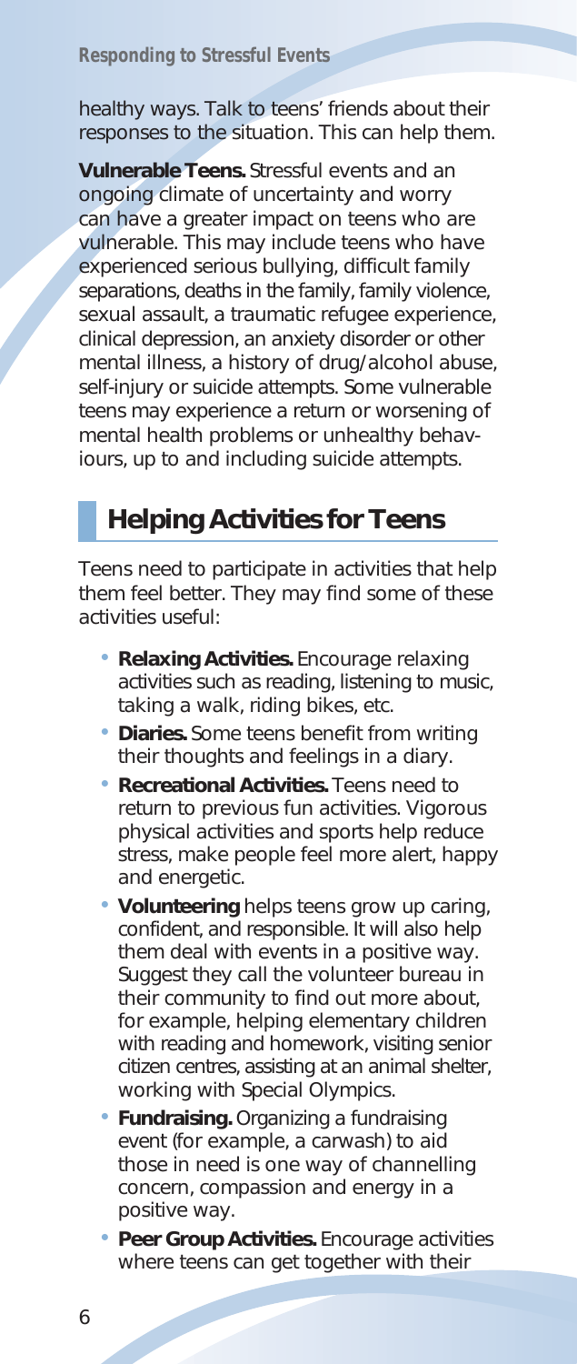healthy ways. Talk to teens' friends about their responses to the situation. This can help them.

**Vulnerable Teens.** Stressful events and an ongoing climate of uncertainty and worry can have a greater impact on teens who are vulnerable. This may include teens who have experienced serious bullying, difficult family separations, deaths in the family, family violence, sexual assault, a traumatic refugee experience, clinical depression, an anxiety disorder or other mental illness, a history of drug/alcohol abuse, self-injury or suicide attempts. Some vulnerable teens may experience a return or worsening of mental health problems or unhealthy behaviours, up to and including suicide attempts.

## Helping Activities for Teens

Teens need to participate in activities that help them feel better. They may find some of these activities useful:

- **Relaxing Activities.** Encourage relaxing activities such as reading, listening to music, taking a walk, riding bikes, etc.
- **Diaries.** Some teens benefit from writing their thoughts and feelings in a diary.
- **Recreational Activities.** Teens need to return to previous fun activities. Vigorous physical activities and sports help reduce stress, make people feel more alert, happy and energetic.
- **Volunteering** helps teens grow up caring, confident, and responsible. It will also help them deal with events in a positive way. Suggest they call the volunteer bureau in their community to find out more about, for example, helping elementary children with reading and homework, visiting senior citizen centres, assisting at an animal shelter, working with Special Olympics.
- **Fundraising.** Organizing a fundraising event (for example, a carwash) to aid those in need is one way of channelling concern, compassion and energy in a positive way.
- **Peer Group Activities.** Encourage activities where teens can get together with their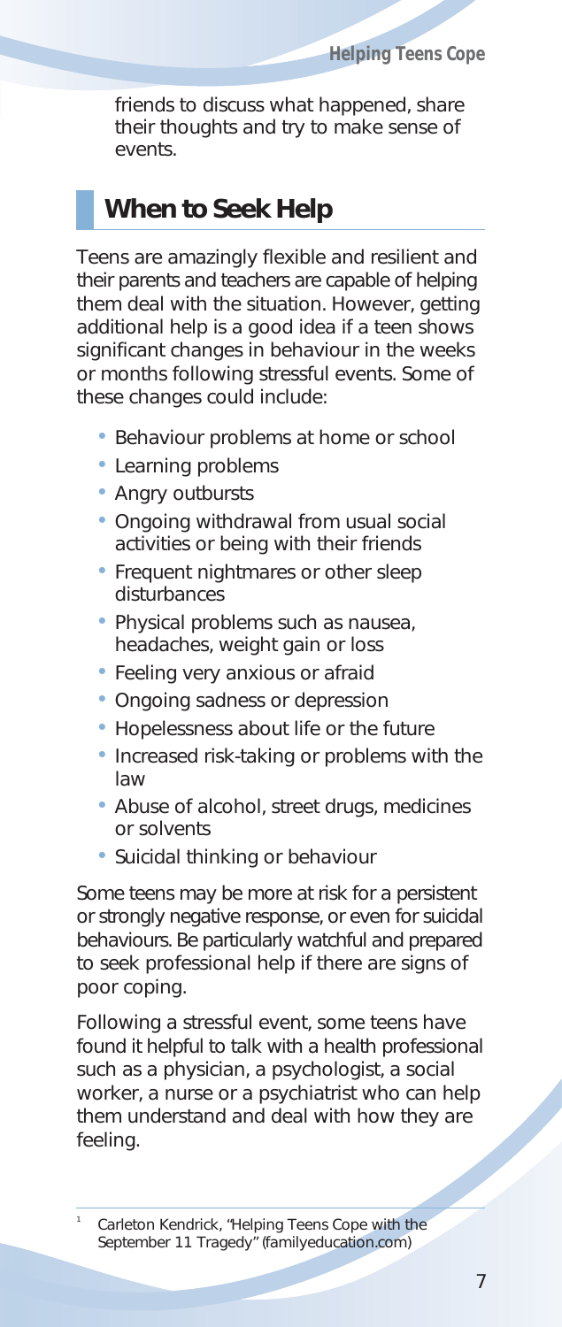friends to discuss what happened, share their thoughts and try to make sense of events.

## When to Seek Help

Teens are amazingly flexible and resilient and their parents and teachers are capable of helping them deal with the situation. However, getting additional help is a good idea if a teen shows significant changes in behaviour in the weeks or months following stressful events. Some of these changes could include:

- Behaviour problems at home or school
- Learning problems
- Angry outbursts
- Ongoing withdrawal from usual social activities or being with their friends
- Frequent nightmares or other sleep disturbances
- Physical problems such as nausea, headaches, weight gain or loss
- Feeling very anxious or afraid
- Ongoing sadness or depression
- Hopelessness about life or the future
- Increased risk-taking or problems with the law
- Abuse of alcohol, street drugs, medicines or solvents
- Suicidal thinking or behaviour

Some teens may be more at risk for a persistent or strongly negative response, or even for suicidal behaviours. Be particularly watchful and prepared to seek professional help if there are signs of poor coping.

Following a stressful event, some teens have found it helpful to talk with a health professional such as a physician, a psychologist, a social worker, a nurse or a psychiatrist who can help them understand and deal with how they are feeling.

---

[1] Carleton Kendrick, "Helping Teens Cope with the September 11 Tragedy" (familyeducation.com)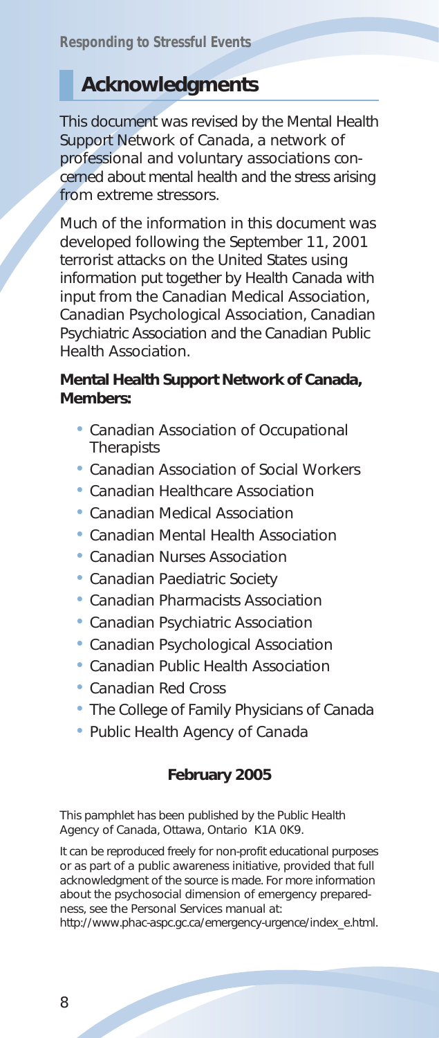# Acknowledgments

This document was revised by the Mental Health Support Network of Canada, a network of professional and voluntary associations concerned about mental health and the stress arising from extreme stressors.

Much of the information in this document was developed following the September 11, 2001 terrorist attacks on the United States using information put together by Health Canada with input from the Canadian Medical Association, Canadian Psychological Association, Canadian Psychiatric Association and the Canadian Public Health Association.

**Mental Health Support Network of Canada, Members:**

- Canadian Association of Occupational Therapists
- Canadian Association of Social Workers
- Canadian Healthcare Association
- Canadian Medical Association
- Canadian Mental Health Association
- Canadian Nurses Association
- Canadian Paediatric Society
- Canadian Pharmacists Association
- Canadian Psychiatric Association
- Canadian Psychological Association
- Canadian Public Health Association
- Canadian Red Cross
- The College of Family Physicians of Canada
- Public Health Agency of Canada

**February 2005**

This pamphlet has been published by the Public Health Agency of Canada, Ottawa, Ontario K1A 0K9.

It can be reproduced freely for non-profit educational purposes or as part of a public awareness initiative, provided that full acknowledgment of the source is made. For more information about the psychosocial dimension of emergency preparedness, see the Personal Services manual at: http://www.phac-aspc.gc.ca/emergency-urgence/index_e.html.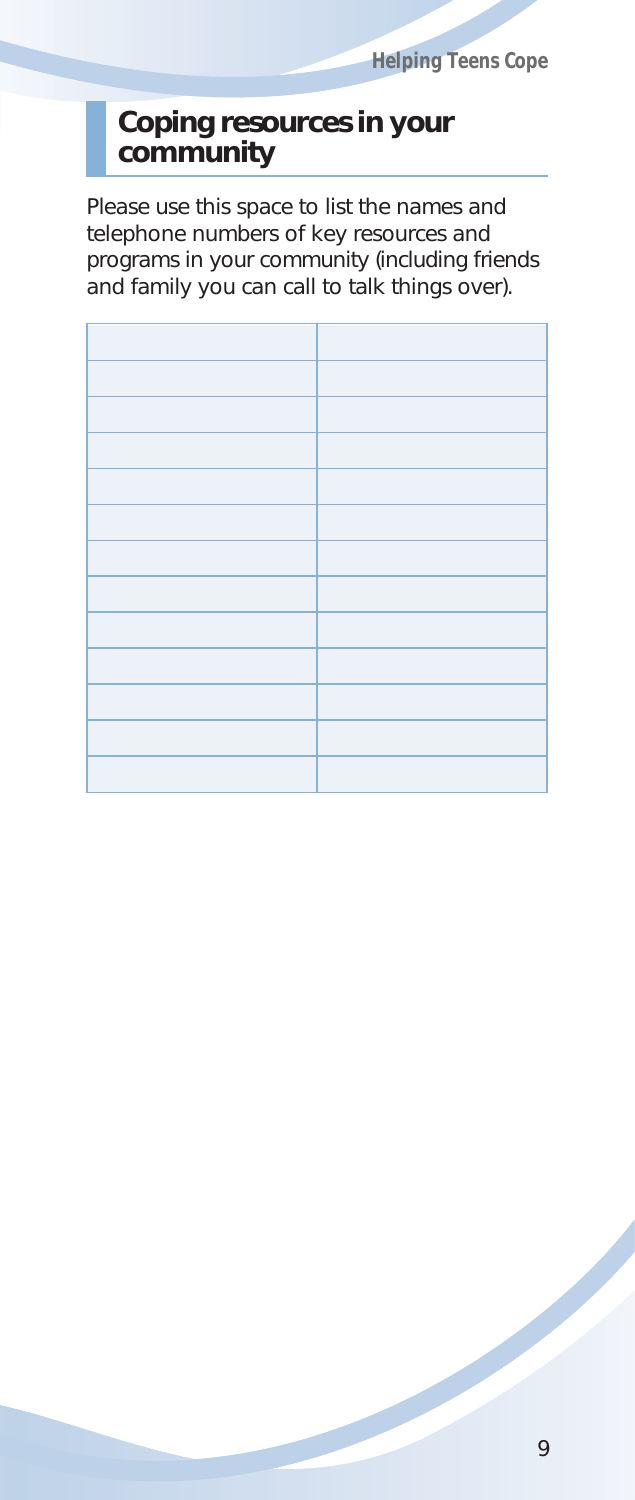## Coping resources in your community

Please use this space to list the names and telephone numbers of key resources and programs in your community (including friends and family you can call to talk things over).

| | |
|---|---|
| | |
| | |
| | |
| | |
| | |
| | |
| | |
| | |
| | |
| | |
| | |
| | |